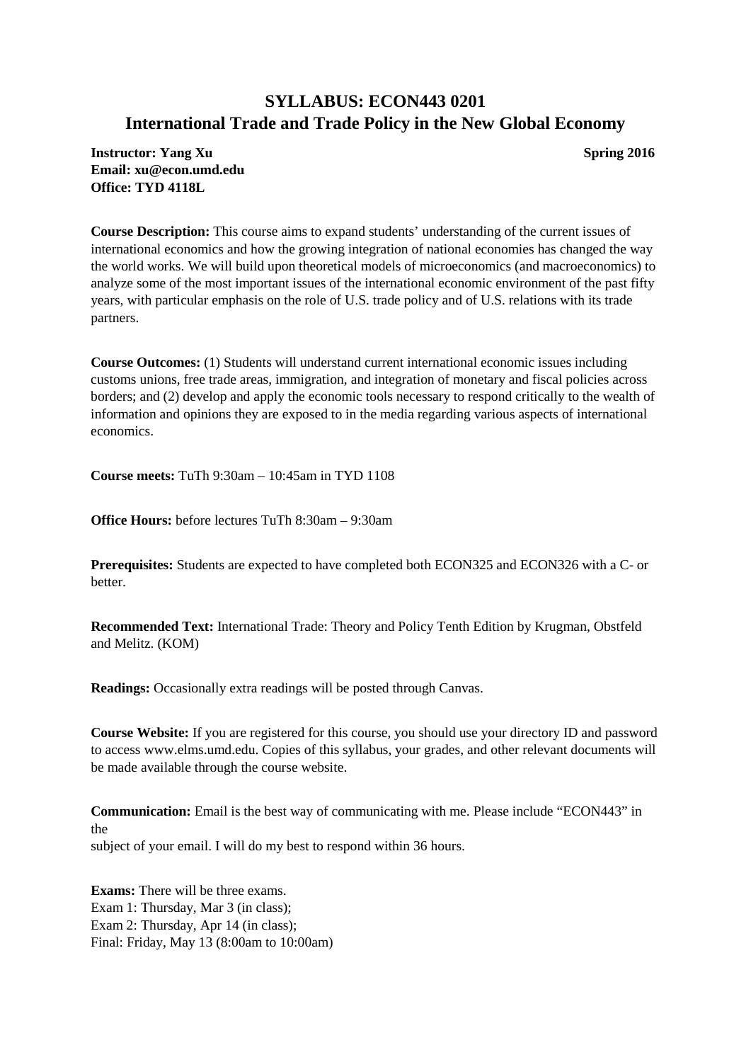# SYLLABUS: ECON443 0201
# International Trade and Trade Policy in the New Global Economy

**Instructor: Yang Xu** **Spring 2016**
**Email: xu@econ.umd.edu**
**Office: TYD 4118L**

**Course Description:** This course aims to expand students' understanding of the current issues of international economics and how the growing integration of national economies has changed the way the world works. We will build upon theoretical models of microeconomics (and macroeconomics) to analyze some of the most important issues of the international economic environment of the past fifty years, with particular emphasis on the role of U.S. trade policy and of U.S. relations with its trade partners.

**Course Outcomes:** (1) Students will understand current international economic issues including customs unions, free trade areas, immigration, and integration of monetary and fiscal policies across borders; and (2) develop and apply the economic tools necessary to respond critically to the wealth of information and opinions they are exposed to in the media regarding various aspects of international economics.

**Course meets:** TuTh 9:30am – 10:45am in TYD 1108

**Office Hours:** before lectures TuTh 8:30am – 9:30am

**Prerequisites:** Students are expected to have completed both ECON325 and ECON326 with a C- or better.

**Recommended Text:** International Trade: Theory and Policy Tenth Edition by Krugman, Obstfeld and Melitz. (KOM)

**Readings:** Occasionally extra readings will be posted through Canvas.

**Course Website:** If you are registered for this course, you should use your directory ID and password to access www.elms.umd.edu. Copies of this syllabus, your grades, and other relevant documents will be made available through the course website.

**Communication:** Email is the best way of communicating with me. Please include "ECON443" in the
subject of your email. I will do my best to respond within 36 hours.

**Exams:** There will be three exams.
Exam 1: Thursday, Mar 3 (in class);
Exam 2: Thursday, Apr 14 (in class);
Final: Friday, May 13 (8:00am to 10:00am)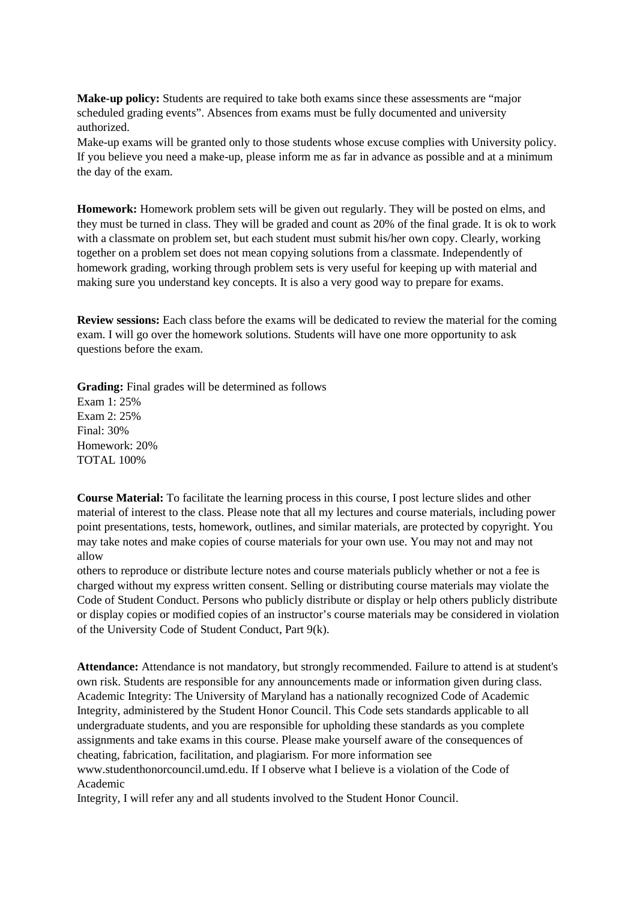**Make-up policy:** Students are required to take both exams since these assessments are "major scheduled grading events". Absences from exams must be fully documented and university authorized.
Make-up exams will be granted only to those students whose excuse complies with University policy. If you believe you need a make-up, please inform me as far in advance as possible and at a minimum the day of the exam.

**Homework:** Homework problem sets will be given out regularly. They will be posted on elms, and they must be turned in class. They will be graded and count as 20% of the final grade. It is ok to work with a classmate on problem set, but each student must submit his/her own copy. Clearly, working together on a problem set does not mean copying solutions from a classmate. Independently of homework grading, working through problem sets is very useful for keeping up with material and making sure you understand key concepts. It is also a very good way to prepare for exams.

**Review sessions:** Each class before the exams will be dedicated to review the material for the coming exam. I will go over the homework solutions. Students will have one more opportunity to ask questions before the exam.

**Grading:** Final grades will be determined as follows
Exam 1: 25%
Exam 2: 25%
Final: 30%
Homework: 20%
TOTAL 100%

**Course Material:** To facilitate the learning process in this course, I post lecture slides and other material of interest to the class. Please note that all my lectures and course materials, including power point presentations, tests, homework, outlines, and similar materials, are protected by copyright. You may take notes and make copies of course materials for your own use. You may not and may not allow
others to reproduce or distribute lecture notes and course materials publicly whether or not a fee is charged without my express written consent. Selling or distributing course materials may violate the Code of Student Conduct. Persons who publicly distribute or display or help others publicly distribute or display copies or modified copies of an instructor's course materials may be considered in violation of the University Code of Student Conduct, Part 9(k).

**Attendance:** Attendance is not mandatory, but strongly recommended. Failure to attend is at student's own risk. Students are responsible for any announcements made or information given during class. Academic Integrity: The University of Maryland has a nationally recognized Code of Academic Integrity, administered by the Student Honor Council. This Code sets standards applicable to all undergraduate students, and you are responsible for upholding these standards as you complete assignments and take exams in this course. Please make yourself aware of the consequences of cheating, fabrication, facilitation, and plagiarism. For more information see www.studenthonorcouncil.umd.edu. If I observe what I believe is a violation of the Code of Academic
Integrity, I will refer any and all students involved to the Student Honor Council.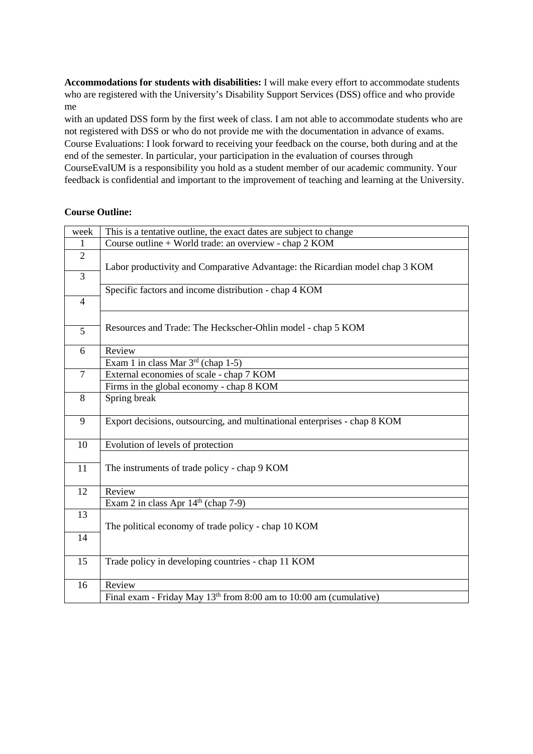**Accommodations for students with disabilities:** I will make every effort to accommodate students who are registered with the University's Disability Support Services (DSS) office and who provide me
with an updated DSS form by the first week of class. I am not able to accommodate students who are not registered with DSS or who do not provide me with the documentation in advance of exams. Course Evaluations: I look forward to receiving your feedback on the course, both during and at the end of the semester. In particular, your participation in the evaluation of courses through CourseEvalUM is a responsibility you hold as a student member of our academic community. Your feedback is confidential and important to the improvement of teaching and learning at the University.

**Course Outline:**

| week | This is a tentative outline, the exact dates are subject to change |
|---|---|
| 1 | Course outline + World trade: an overview - chap 2 KOM |
| 2 | Labor productivity and Comparative Advantage: the Ricardian model chap 3 KOM |
| 3 | |
| | Specific factors and income distribution - chap 4 KOM |
| 4 | |
| 5 | Resources and Trade: The Heckscher-Ohlin model - chap 5 KOM |
| 6 | Review |
| | Exam 1 in class Mar 3rd (chap 1-5) |
| 7 | External economies of scale - chap 7 KOM |
| | Firms in the global economy - chap 8 KOM |
| 8 | Spring break |
| 9 | Export decisions, outsourcing, and multinational enterprises - chap 8 KOM |
| 10 | Evolution of levels of protection |
| 11 | The instruments of trade policy - chap 9 KOM |
| 12 | Review |
| | Exam 2 in class Apr 14th (chap 7-9) |
| 13 | The political economy of trade policy - chap 10 KOM |
| 14 | |
| 15 | Trade policy in developing countries - chap 11 KOM |
| 16 | Review |
| | Final exam - Friday May 13th from 8:00 am to 10:00 am (cumulative) |